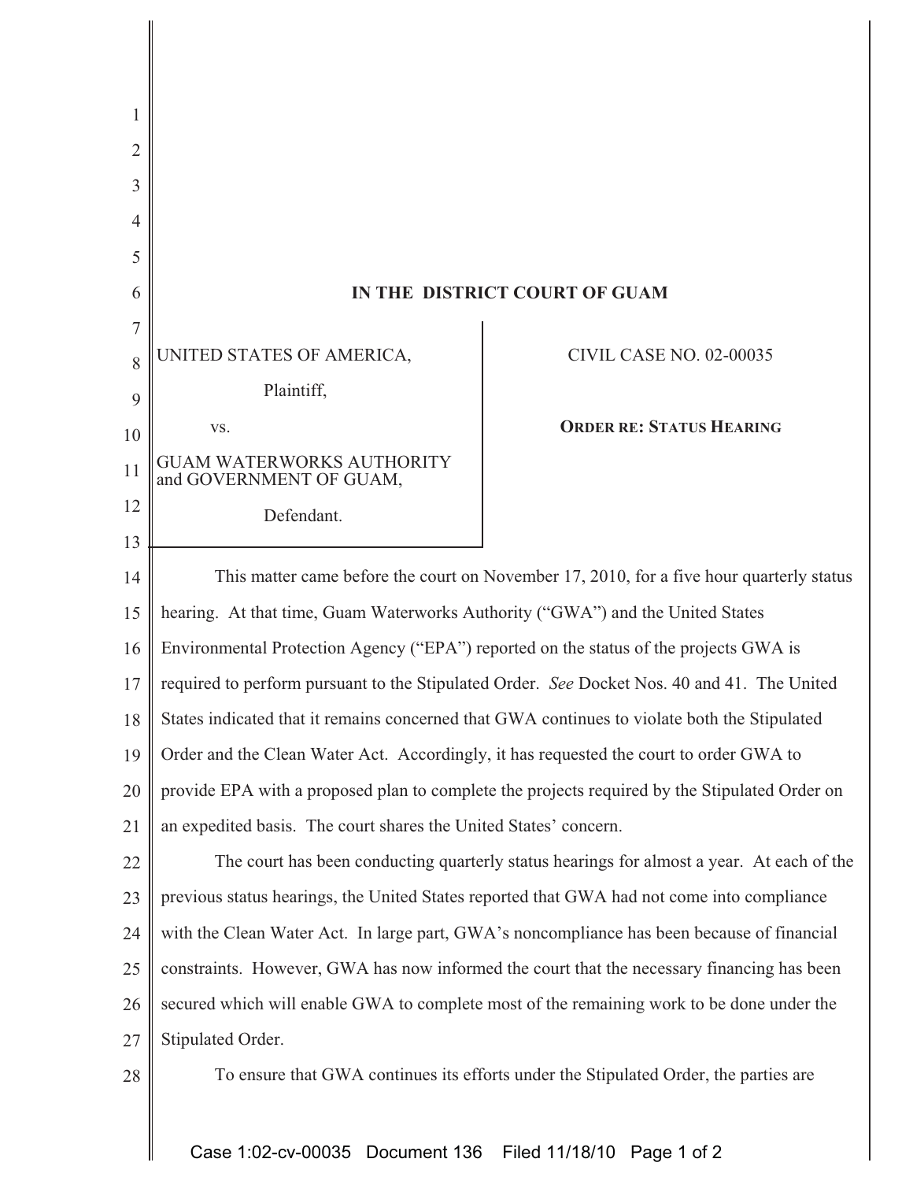**IN THE DISTRICT COURT OF GUAM**

| | |
|---|---|
| UNITED STATES OF AMERICA,<br><br>Plaintiff,<br><br>vs.<br><br>GUAM WATERWORKS AUTHORITY and GOVERNMENT OF GUAM,<br><br>Defendant. | CIVIL CASE NO. 02-00035<br><br>**ORDER RE: STATUS HEARING** |

This matter came before the court on November 17, 2010, for a five hour quarterly status hearing. At that time, Guam Waterworks Authority ("GWA") and the United States Environmental Protection Agency ("EPA") reported on the status of the projects GWA is required to perform pursuant to the Stipulated Order. *See* Docket Nos. 40 and 41. The United States indicated that it remains concerned that GWA continues to violate both the Stipulated Order and the Clean Water Act. Accordingly, it has requested the court to order GWA to provide EPA with a proposed plan to complete the projects required by the Stipulated Order on an expedited basis. The court shares the United States' concern.

The court has been conducting quarterly status hearings for almost a year. At each of the previous status hearings, the United States reported that GWA had not come into compliance with the Clean Water Act. In large part, GWA's noncompliance has been because of financial constraints. However, GWA has now informed the court that the necessary financing has been secured which will enable GWA to complete most of the remaining work to be done under the Stipulated Order.

To ensure that GWA continues its efforts under the Stipulated Order, the parties are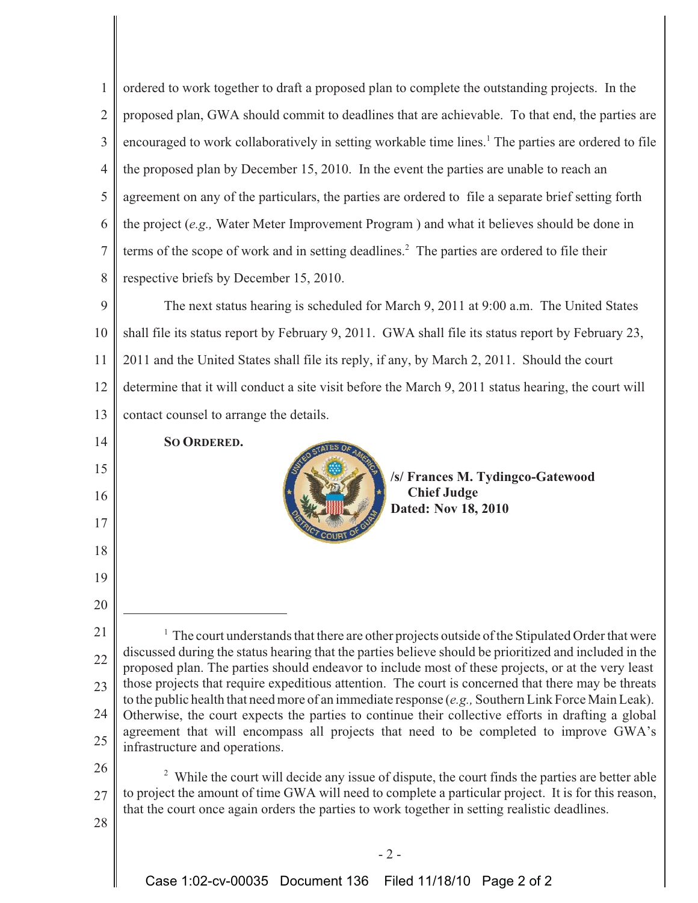ordered to work together to draft a proposed plan to complete the outstanding projects. In the proposed plan, GWA should commit to deadlines that are achievable. To that end, the parties are encouraged to work collaboratively in setting workable time lines.[1] The parties are ordered to file the proposed plan by December 15, 2010. In the event the parties are unable to reach an agreement on any of the particulars, the parties are ordered to file a separate brief setting forth the project (*e.g.,* Water Meter Improvement Program ) and what it believes should be done in terms of the scope of work and in setting deadlines.[2] The parties are ordered to file their respective briefs by December 15, 2010.

The next status hearing is scheduled for March 9, 2011 at 9:00 a.m. The United States shall file its status report by February 9, 2011. GWA shall file its status report by February 23, 2011 and the United States shall file its reply, if any, by March 2, 2011. Should the court determine that it will conduct a site visit before the March 9, 2011 status hearing, the court will contact counsel to arrange the details.

**SO ORDERED.**

**/s/ Frances M. Tydingco-Gatewood**
**Chief Judge**
**Dated: Nov 18, 2010**

---

[1] The court understands that there are other projects outside of the Stipulated Order that were discussed during the status hearing that the parties believe should be prioritized and included in the proposed plan. The parties should endeavor to include most of these projects, or at the very least those projects that require expeditious attention. The court is concerned that there may be threats to the public health that need more of an immediate response (*e.g.,* Southern Link Force Main Leak). Otherwise, the court expects the parties to continue their collective efforts in drafting a global agreement that will encompass all projects that need to be completed to improve GWA's infrastructure and operations.

[2] While the court will decide any issue of dispute, the court finds the parties are better able to project the amount of time GWA will need to complete a particular project. It is for this reason, that the court once again orders the parties to work together in setting realistic deadlines.